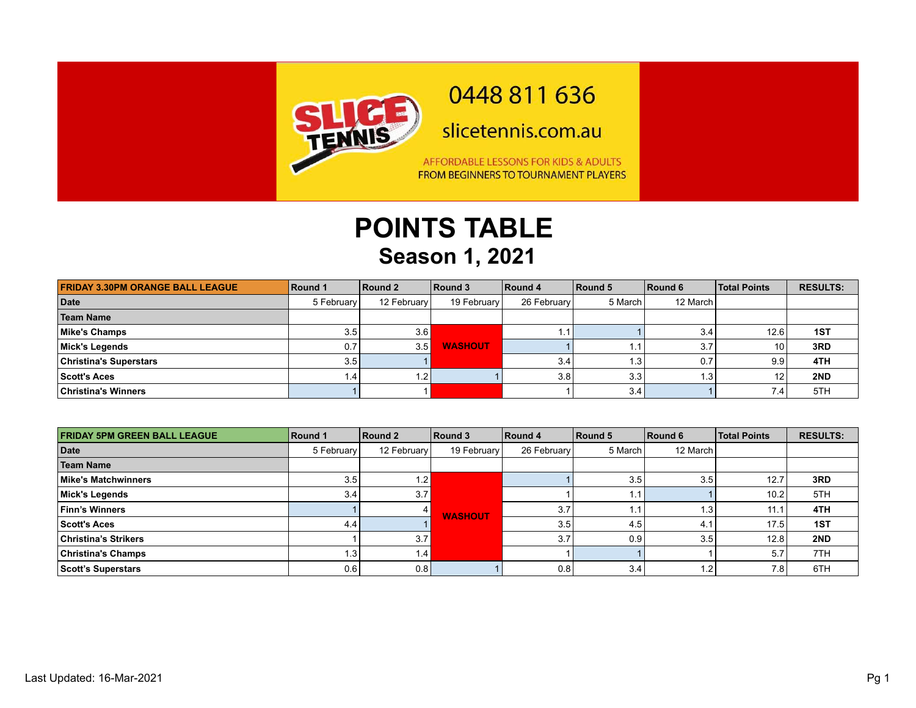0448 811 636

slicetennis.com.au

AFFORDABLE LESSONS FOR KIDS & ADULTS
FROM BEGINNERS TO TOURNAMENT PLAYERS

# POINTS TABLE

## Season 1, 2021

| FRIDAY 3.30PM ORANGE BALL LEAGUE | Round 1 | Round 2 | Round 3 | Round 4 | Round 5 | Round 6 | Total Points | RESULTS: |
|---|---|---|---|---|---|---|---|---|
| **Date** | 5 February | 12 February | 19 February | 26 February | 5 March | 12 March | | |
| **Team Name** | | | | | | | | |
| **Mike's Champs** | 3.5 | 3.6 | WASHOUT | 1.1 | 1 | 3.4 | 12.6 | **1ST** |
| **Mick's Legends** | 0.7 | 3.5 | | 1 | 1.1 | 3.7 | 10 | **3RD** |
| **Christina's Superstars** | 3.5 | 1 | | 3.4 | 1.3 | 0.7 | 9.9 | **4TH** |
| **Scott's Aces** | 1.4 | 1.2 | 1 | 3.8 | 3.3 | 1.3 | 12 | **2ND** |
| **Christina's Winners** | 1 | 1 | | 1 | 3.4 | 1 | 7.4 | 5TH |

| FRIDAY 5PM GREEN BALL LEAGUE | Round 1 | Round 2 | Round 3 | Round 4 | Round 5 | Round 6 | Total Points | RESULTS: |
|---|---|---|---|---|---|---|---|---|
| **Date** | 5 February | 12 February | 19 February | 26 February | 5 March | 12 March | | |
| **Team Name** | | | | | | | | |
| **Mike's Matchwinners** | 3.5 | 1.2 | WASHOUT | 1 | 3.5 | 3.5 | 12.7 | **3RD** |
| **Mick's Legends** | 3.4 | 3.7 | | 1 | 1.1 | 1 | 10.2 | 5TH |
| **Finn's Winners** | 1 | 4 | | 3.7 | 1.1 | 1.3 | 11.1 | **4TH** |
| **Scott's Aces** | 4.4 | 1 | | 3.5 | 4.5 | 4.1 | 17.5 | **1ST** |
| **Christina's Strikers** | 1 | 3.7 | | 3.7 | 0.9 | 3.5 | 12.8 | **2ND** |
| **Christina's Champs** | 1.3 | 1.4 | | 1 | 1 | 1 | 5.7 | 7TH |
| **Scott's Superstars** | 0.6 | 0.8 | 1 | 0.8 | 3.4 | 1.2 | 7.8 | 6TH |

Last Updated: 16-Mar-2021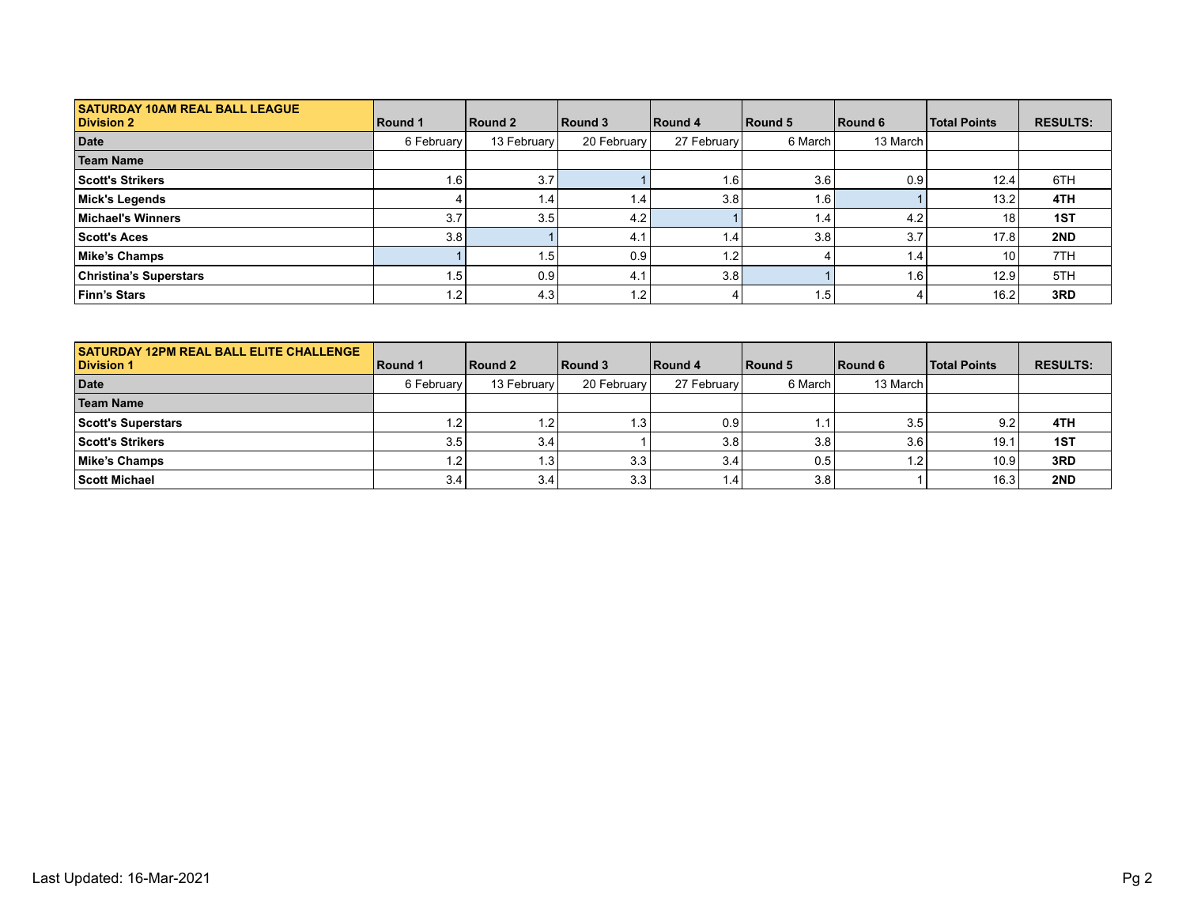| SATURDAY 10AM REAL BALL LEAGUE Division 2 | Round 1 | Round 2 | Round 3 | Round 4 | Round 5 | Round 6 | Total Points | RESULTS: |
|---|---|---|---|---|---|---|---|---|
| **Date** | 6 February | 13 February | 20 February | 27 February | 6 March | 13 March | | |
| **Team Name** | | | | | | | | |
| **Scott's Strikers** | 1.6 | 3.7 | 1 | 1.6 | 3.6 | 0.9 | 12.4 | 6TH |
| **Mick's Legends** | 4 | 1.4 | 1.4 | 3.8 | 1.6 | 1 | 13.2 | **4TH** |
| **Michael's Winners** | 3.7 | 3.5 | 4.2 | 1 | 1.4 | 4.2 | 18 | **1ST** |
| **Scott's Aces** | 3.8 | 1 | 4.1 | 1.4 | 3.8 | 3.7 | 17.8 | **2ND** |
| **Mike's Champs** | 1 | 1.5 | 0.9 | 1.2 | 4 | 1.4 | 10 | 7TH |
| **Christina's Superstars** | 1.5 | 0.9 | 4.1 | 3.8 | 1 | 1.6 | 12.9 | 5TH |
| **Finn's Stars** | 1.2 | 4.3 | 1.2 | 4 | 1.5 | 4 | 16.2 | **3RD** |

| SATURDAY 12PM REAL BALL ELITE CHALLENGE Division 1 | Round 1 | Round 2 | Round 3 | Round 4 | Round 5 | Round 6 | Total Points | RESULTS: |
|---|---|---|---|---|---|---|---|---|
| **Date** | 6 February | 13 February | 20 February | 27 February | 6 March | 13 March | | |
| **Team Name** | | | | | | | | |
| **Scott's Superstars** | 1.2 | 1.2 | 1.3 | 0.9 | 1.1 | 3.5 | 9.2 | **4TH** |
| **Scott's Strikers** | 3.5 | 3.4 | 1 | 3.8 | 3.8 | 3.6 | 19.1 | **1ST** |
| **Mike's Champs** | 1.2 | 1.3 | 3.3 | 3.4 | 0.5 | 1.2 | 10.9 | **3RD** |
| **Scott Michael** | 3.4 | 3.4 | 3.3 | 1.4 | 3.8 | 1 | 16.3 | **2ND** |

Last Updated: 16-Mar-2021